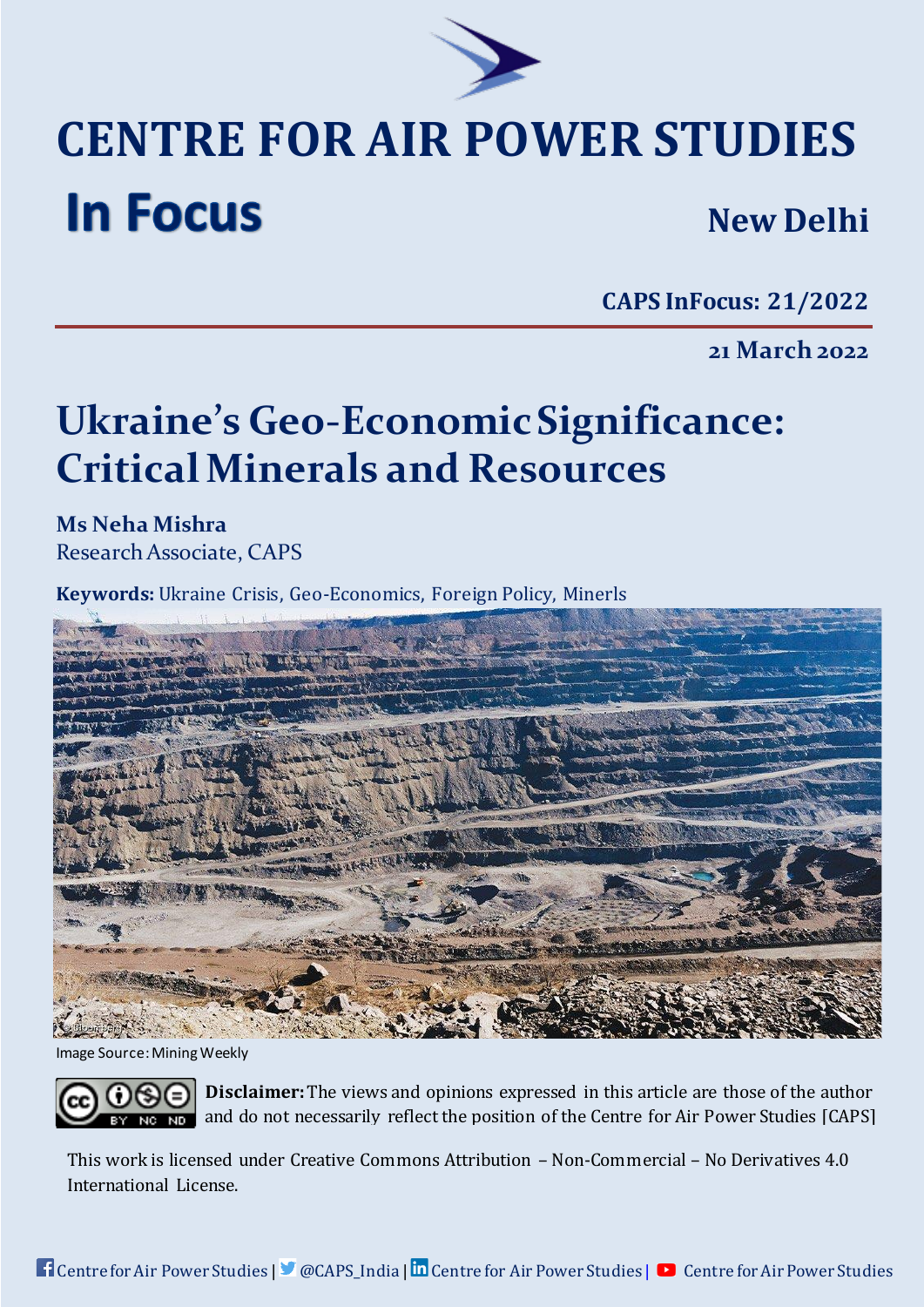# CENTRE FOR AIR POWER STUDIES

## In Focus

**New Delhi**

**CAPS InFocus: 21/2022**

**21 March 2022**

# Ukraine's Geo-Economic Significance: Critical Minerals and Resources

**Ms Neha Mishra**
Research Associate, CAPS

**Keywords:** Ukraine Crisis, Geo-Economics, Foreign Policy, Minerls

Image Source: Mining Weekly

**Disclaimer:** The views and opinions expressed in this article are those of the author and do not necessarily reflect the position of the Centre for Air Power Studies [CAPS]

This work is licensed under Creative Commons Attribution – Non-Commercial – No Derivatives 4.0 International License.

Centre for Air Power Studies | @CAPS_India | Centre for Air Power Studies | Centre for Air Power Studies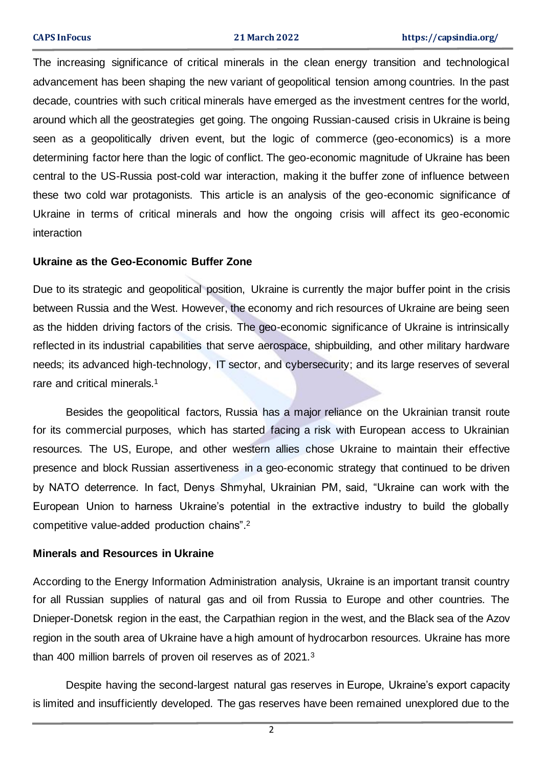The increasing significance of critical minerals in the clean energy transition and technological advancement has been shaping the new variant of geopolitical tension among countries. In the past decade, countries with such critical minerals have emerged as the investment centres for the world, around which all the geostrategies get going. The ongoing Russian-caused crisis in Ukraine is being seen as a geopolitically driven event, but the logic of commerce (geo-economics) is a more determining factor here than the logic of conflict. The geo-economic magnitude of Ukraine has been central to the US-Russia post-cold war interaction, making it the buffer zone of influence between these two cold war protagonists. This article is an analysis of the geo-economic significance of Ukraine in terms of critical minerals and how the ongoing crisis will affect its geo-economic interaction

## Ukraine as the Geo-Economic Buffer Zone

Due to its strategic and geopolitical position, Ukraine is currently the major buffer point in the crisis between Russia and the West. However, the economy and rich resources of Ukraine are being seen as the hidden driving factors of the crisis. The geo-economic significance of Ukraine is intrinsically reflected in its industrial capabilities that serve aerospace, shipbuilding, and other military hardware needs; its advanced high-technology, IT sector, and cybersecurity; and its large reserves of several rare and critical minerals.[1]

Besides the geopolitical factors, Russia has a major reliance on the Ukrainian transit route for its commercial purposes, which has started facing a risk with European access to Ukrainian resources. The US, Europe, and other western allies chose Ukraine to maintain their effective presence and block Russian assertiveness in a geo-economic strategy that continued to be driven by NATO deterrence. In fact, Denys Shmyhal, Ukrainian PM, said, "Ukraine can work with the European Union to harness Ukraine's potential in the extractive industry to build the globally competitive value-added production chains".[2]

## Minerals and Resources in Ukraine

According to the Energy Information Administration analysis, Ukraine is an important transit country for all Russian supplies of natural gas and oil from Russia to Europe and other countries. The Dnieper-Donetsk region in the east, the Carpathian region in the west, and the Black sea of the Azov region in the south area of Ukraine have a high amount of hydrocarbon resources. Ukraine has more than 400 million barrels of proven oil reserves as of 2021.[3]

Despite having the second-largest natural gas reserves in Europe, Ukraine's export capacity is limited and insufficiently developed. The gas reserves have been remained unexplored due to the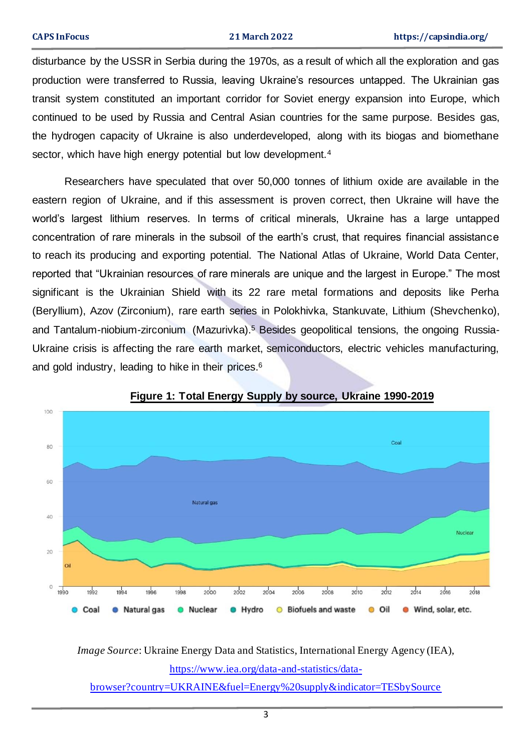disturbance by the USSR in Serbia during the 1970s, as a result of which all the exploration and gas production were transferred to Russia, leaving Ukraine's resources untapped. The Ukrainian gas transit system constituted an important corridor for Soviet energy expansion into Europe, which continued to be used by Russia and Central Asian countries for the same purpose. Besides gas, the hydrogen capacity of Ukraine is also underdeveloped, along with its biogas and biomethane sector, which have high energy potential but low development.[4]

Researchers have speculated that over 50,000 tonnes of lithium oxide are available in the eastern region of Ukraine, and if this assessment is proven correct, then Ukraine will have the world's largest lithium reserves. In terms of critical minerals, Ukraine has a large untapped concentration of rare minerals in the subsoil of the earth's crust, that requires financial assistance to reach its producing and exporting potential. The National Atlas of Ukraine, World Data Center, reported that "Ukrainian resources of rare minerals are unique and the largest in Europe." The most significant is the Ukrainian Shield with its 22 rare metal formations and deposits like Perha (Beryllium), Azov (Zirconium), rare earth series in Polokhivka, Stankuvate, Lithium (Shevchenko), and Tantalum-niobium-zirconium (Mazurivka).[5] Besides geopolitical tensions, the ongoing Russia-Ukraine crisis is affecting the rare earth market, semiconductors, electric vehicles manufacturing, and gold industry, leading to hike in their prices.[6]

**Figure 1: Total Energy Supply by source, Ukraine 1990-2019**

*Image Source*: Ukraine Energy Data and Statistics, International Energy Agency (IEA), https://www.iea.org/data-and-statistics/data-browser?country=UKRAINE&fuel=Energy%20supply&indicator=TESbySource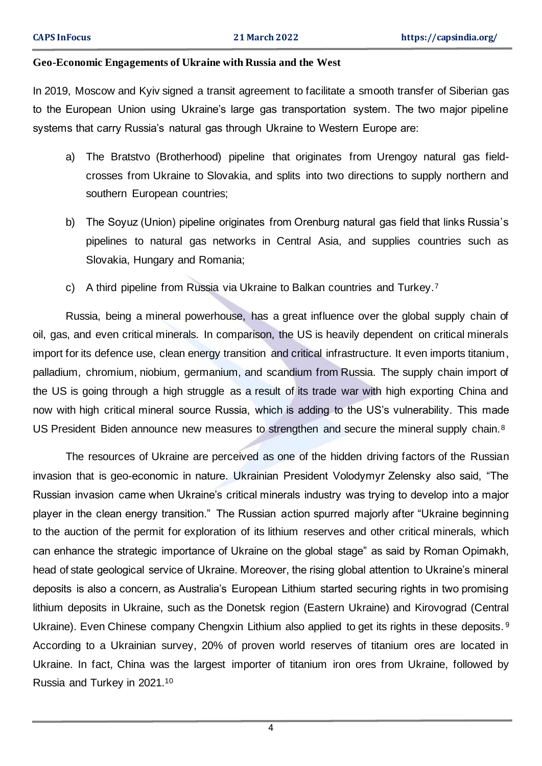**Geo-Economic Engagements of Ukraine with Russia and the West**

In 2019, Moscow and Kyiv signed a transit agreement to facilitate a smooth transfer of Siberian gas to the European Union using Ukraine's large gas transportation system. The two major pipeline systems that carry Russia's natural gas through Ukraine to Western Europe are:

a) The Bratstvo (Brotherhood) pipeline that originates from Urengoy natural gas field- crosses from Ukraine to Slovakia, and splits into two directions to supply northern and southern European countries;

b) The Soyuz (Union) pipeline originates from Orenburg natural gas field that links Russia's pipelines to natural gas networks in Central Asia, and supplies countries such as Slovakia, Hungary and Romania;

c) A third pipeline from Russia via Ukraine to Balkan countries and Turkey.[7]

Russia, being a mineral powerhouse, has a great influence over the global supply chain of oil, gas, and even critical minerals. In comparison, the US is heavily dependent on critical minerals import for its defence use, clean energy transition and critical infrastructure. It even imports titanium, palladium, chromium, niobium, germanium, and scandium from Russia. The supply chain import of the US is going through a high struggle as a result of its trade war with high exporting China and now with high critical mineral source Russia, which is adding to the US's vulnerability. This made US President Biden announce new measures to strengthen and secure the mineral supply chain.[8]

The resources of Ukraine are perceived as one of the hidden driving factors of the Russian invasion that is geo-economic in nature. Ukrainian President Volodymyr Zelensky also said, "The Russian invasion came when Ukraine's critical minerals industry was trying to develop into a major player in the clean energy transition." The Russian action spurred majorly after "Ukraine beginning to the auction of the permit for exploration of its lithium reserves and other critical minerals, which can enhance the strategic importance of Ukraine on the global stage" as said by Roman Opimakh, head of state geological service of Ukraine. Moreover, the rising global attention to Ukraine's mineral deposits is also a concern, as Australia's European Lithium started securing rights in two promising lithium deposits in Ukraine, such as the Donetsk region (Eastern Ukraine) and Kirovograd (Central Ukraine). Even Chinese company Chengxin Lithium also applied to get its rights in these deposits.[9] According to a Ukrainian survey, 20% of proven world reserves of titanium ores are located in Ukraine. In fact, China was the largest importer of titanium iron ores from Ukraine, followed by Russia and Turkey in 2021.[10]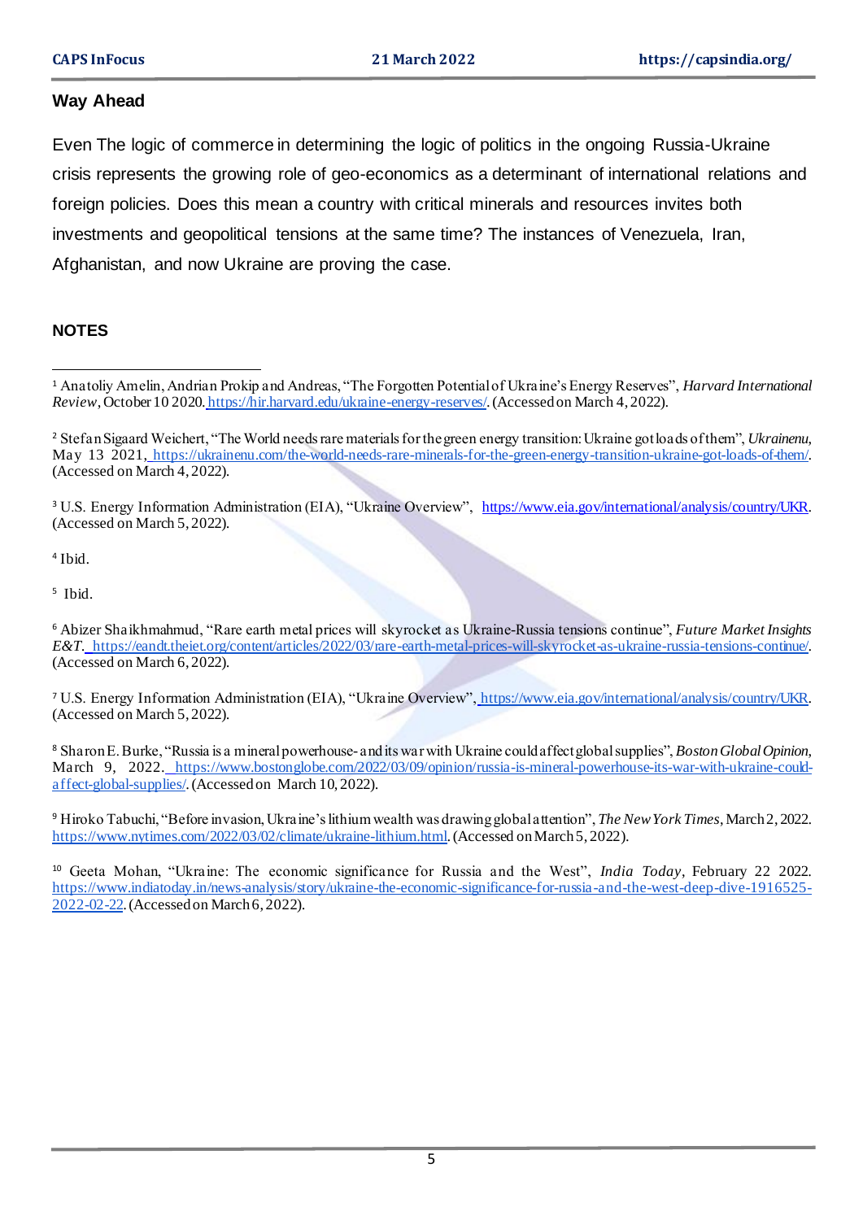## Way Ahead

Even The logic of commerce in determining the logic of politics in the ongoing Russia-Ukraine crisis represents the growing role of geo-economics as a determinant of international relations and foreign policies. Does this mean a country with critical minerals and resources invites both investments and geopolitical tensions at the same time? The instances of Venezuela, Iran, Afghanistan, and now Ukraine are proving the case.

## NOTES

[1] Anatoliy Amelin, Andrian Prokip and Andreas, "The Forgotten Potential of Ukraine's Energy Reserves", *Harvard International Review*, October 10 2020. https://hir.harvard.edu/ukraine-energy-reserves/. (Accessed on March 4, 2022).

[2] Stefan Sigaard Weichert, "The World needs rare materials for the green energy transition: Ukraine got loads of them", *Ukrainenu*, May 13 2021, https://ukrainenu.com/the-world-needs-rare-minerals-for-the-green-energy-transition-ukraine-got-loads-of-them/. (Accessed on March 4, 2022).

[3] U.S. Energy Information Administration (EIA), "Ukraine Overview", https://www.eia.gov/international/analysis/country/UKR. (Accessed on March 5, 2022).

[4] Ibid.

[5] Ibid.

[6] Abizer Shaikhmahmud, "Rare earth metal prices will skyrocket as Ukraine-Russia tensions continue", *Future Market Insights E&T*. https://eandt.theiet.org/content/articles/2022/03/rare-earth-metal-prices-will-skyrocket-as-ukraine-russia-tensions-continue/. (Accessed on March 6, 2022).

[7] U.S. Energy Information Administration (EIA), "Ukraine Overview", https://www.eia.gov/international/analysis/country/UKR. (Accessed on March 5, 2022).

[8] Sharon E. Burke, "Russia is a mineral powerhouse- and its war with Ukraine could affect global supplies", *Boston Global Opinion*, March 9, 2022. https://www.bostonglobe.com/2022/03/09/opinion/russia-is-mineral-powerhouse-its-war-with-ukraine-could-affect-global-supplies/. (Accessed on March 10, 2022).

[9] Hiroko Tabuchi, "Before invasion, Ukraine's lithium wealth was drawing global attention", *The New York Times*, March 2, 2022. https://www.nytimes.com/2022/03/02/climate/ukraine-lithium.html. (Accessed on March 5, 2022).

[10] Geeta Mohan, "Ukraine: The economic significance for Russia and the West", *India Today*, February 22 2022. https://www.indiatoday.in/news-analysis/story/ukraine-the-economic-significance-for-russia-and-the-west-deep-dive-1916525-2022-02-22. (Accessed on March 6, 2022).